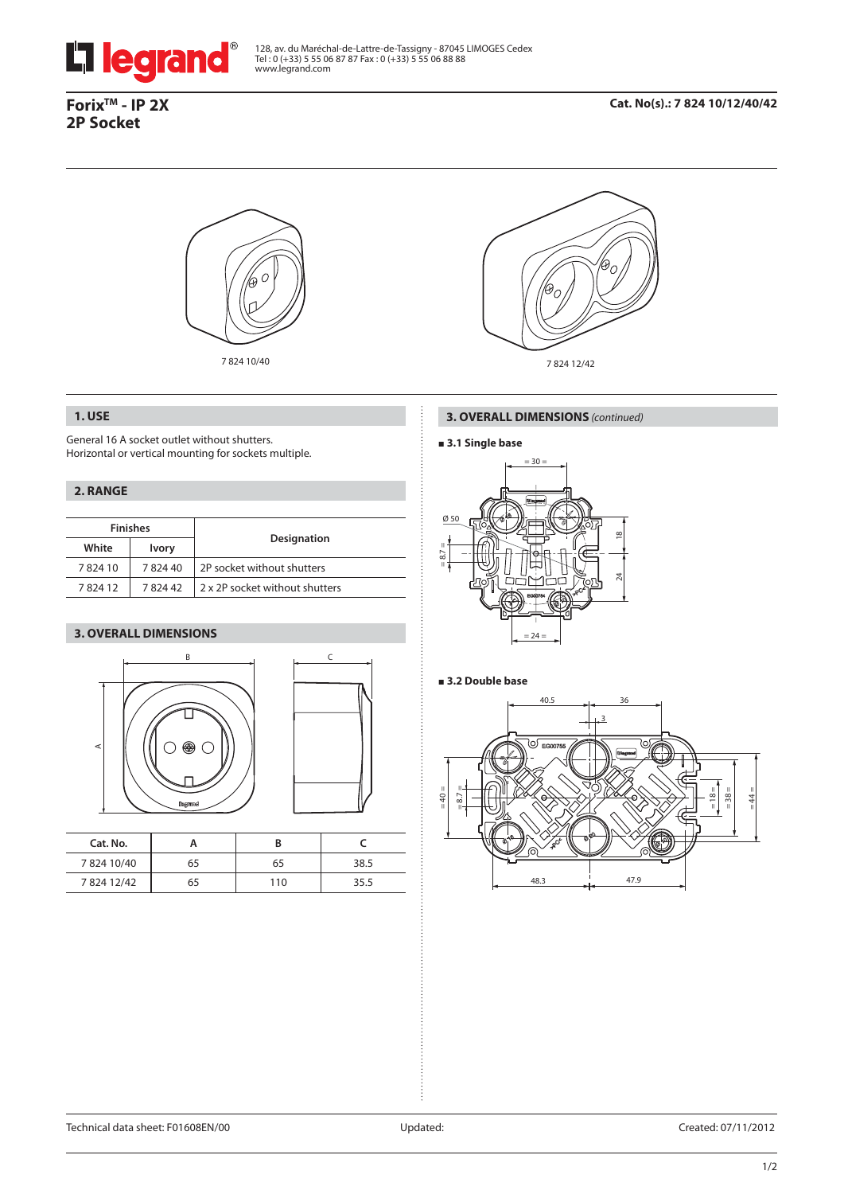128, av. du Maréchal-de-Lattre-de-Tassigny - 87045 LIMOGES Cedex
Tel : 0 (+33) 5 55 06 87 87 Fax : 0 (+33) 5 55 06 88 88
www.legrand.com

# Forix™ - IP 2X
# 2P Socket

**Cat. No(s).: 7 824 10/12/40/42**

7 824 10/40

7 824 12/42

## 1. USE

General 16 A socket outlet without shutters.
Horizontal or vertical mounting for sockets multiple.

## 2. RANGE

| Finishes | | Designation |
|---|---|---|
| White | Ivory | |
| 7 824 10 | 7 824 40 | 2P socket without shutters |
| 7 824 12 | 7 824 42 | 2 x 2P socket without shutters |

## 3. OVERALL DIMENSIONS

| Cat. No. | A | B | C |
|---|---|---|---|
| 7 824 10/40 | 65 | 65 | 38.5 |
| 7 824 12/42 | 65 | 110 | 35.5 |

## 3. OVERALL DIMENSIONS *(continued)*

### ■ 3.1 Single base

### ■ 3.2 Double base

Technical data sheet: F01608EN/00 Updated: Created: 07/11/2012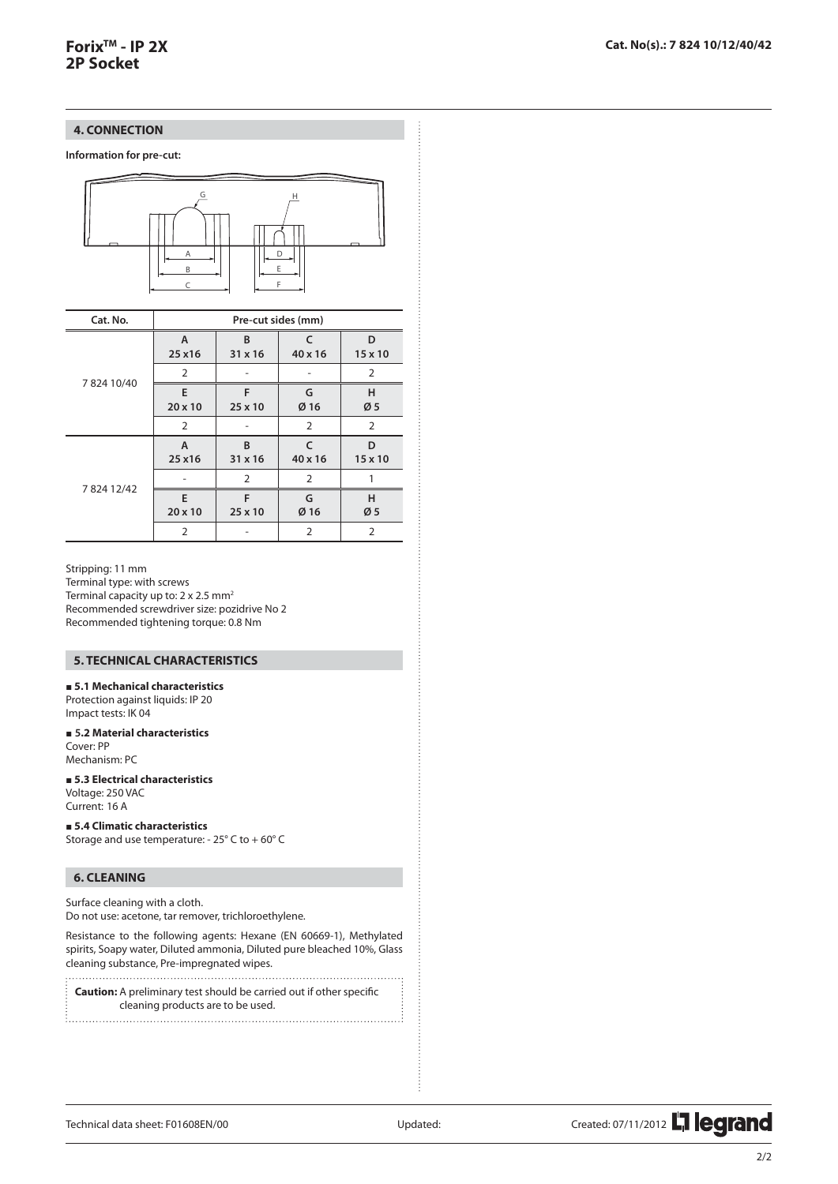## 4. CONNECTION

**Information for pre-cut:**

G
H
A
B
C
D
E
F

| Cat. No. | Pre-cut sides (mm) | | | |
|---|---|---|---|---|
| 7 824 10/40 | **A** 25 x16 | **B** 31 x 16 | **C** 40 x 16 | **D** 15 x 10 |
| | 2 | - | - | 2 |
| | **E** 20 x 10 | **F** 25 x 10 | **G** Ø 16 | **H** Ø 5 |
| | 2 | - | 2 | 2 |
| 7 824 12/42 | **A** 25 x16 | **B** 31 x 16 | **C** 40 x 16 | **D** 15 x 10 |
| | - | 2 | 2 | 1 |
| | **E** 20 x 10 | **F** 25 x 10 | **G** Ø 16 | **H** Ø 5 |
| | 2 | - | 2 | 2 |

Stripping: 11 mm
Terminal type: with screws
Terminal capacity up to: 2 x 2.5 mm$^2$
Recommended screwdriver size: pozidrive No 2
Recommended tightening torque: 0.8 Nm

## 5. TECHNICAL CHARACTERISTICS

**■ 5.1 Mechanical characteristics**
Protection against liquids: IP 20
Impact tests: IK 04

**■ 5.2 Material characteristics**
Cover: PP
Mechanism: PC

**■ 5.3 Electrical characteristics**
Voltage: 250 VAC
Current: 16 A

**■ 5.4 Climatic characteristics**
Storage and use temperature: - 25° C to + 60° C

## 6. CLEANING

Surface cleaning with a cloth.
Do not use: acetone, tar remover, trichloroethylene.

Resistance to the following agents: Hexane (EN 60669-1), Methylated spirits, Soapy water, Diluted ammonia, Diluted pure bleached 10%, Glass cleaning substance, Pre-impregnated wipes.

**Caution:** A preliminary test should be carried out if other specific cleaning products are to be used.